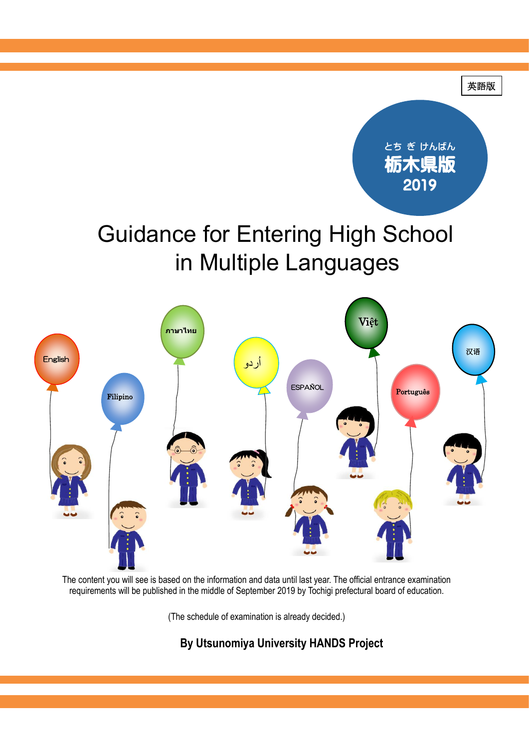英語版

とちぎけんばん
栃木県版
2019

# Guidance for Entering High School in Multiple Languages

English

Filipino

ภาษาไทย

اردو

ESPAÑOL

Việt

Português

汉语

The content you will see is based on the information and data until last year. The official entrance examination requirements will be published in the middle of September 2019 by Tochigi prefectural board of education.

(The schedule of examination is already decided.)

**By Utsunomiya University HANDS Project**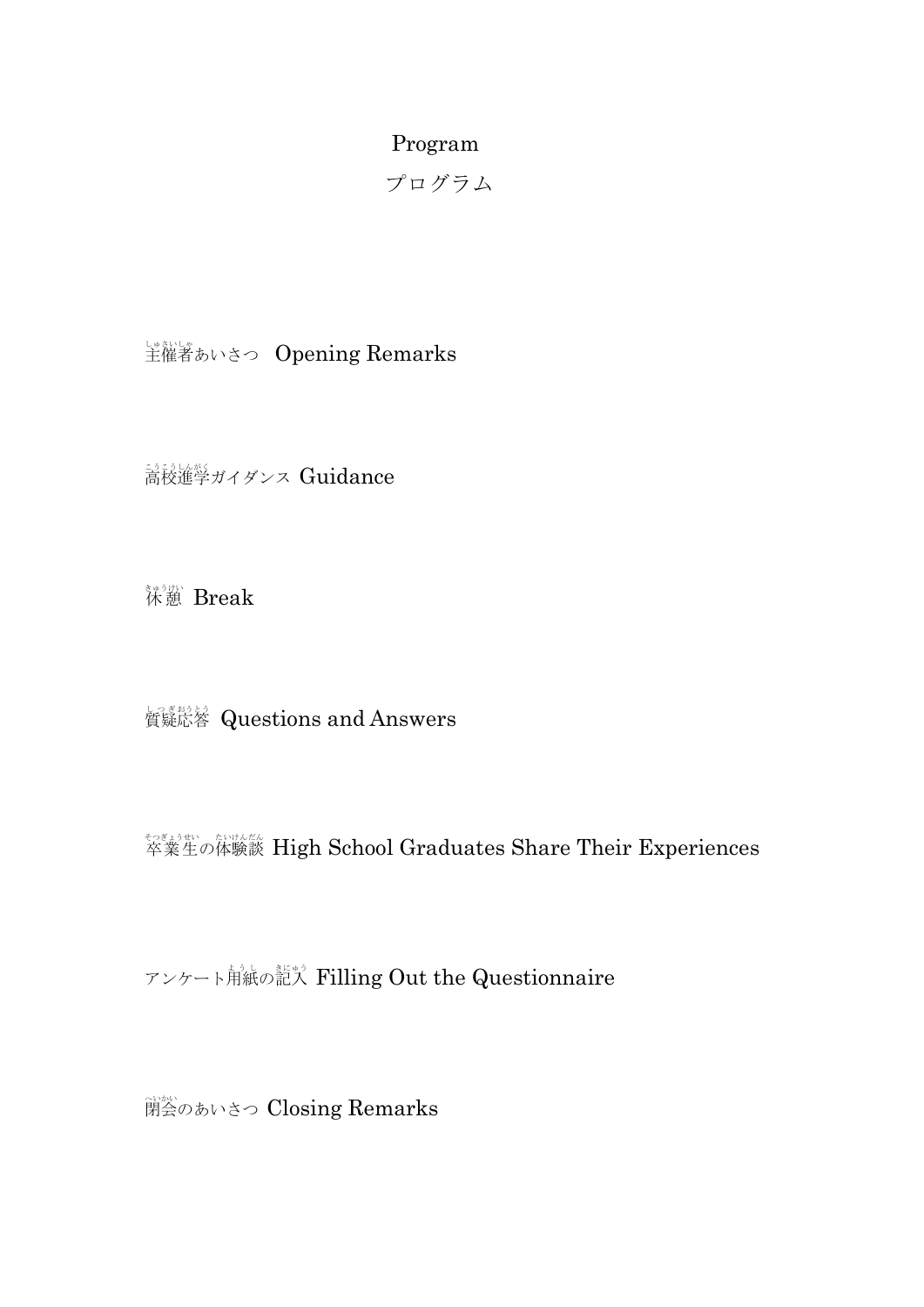# Program

# プログラム

主催者あいさつ　Opening Remarks

高校進学ガイダンス Guidance

休憩 Break

質疑応答 Questions and Answers

卒業生の体験談 High School Graduates Share Their Experiences

アンケート用紙の記入 Filling Out the Questionnaire

閉会のあいさつ Closing Remarks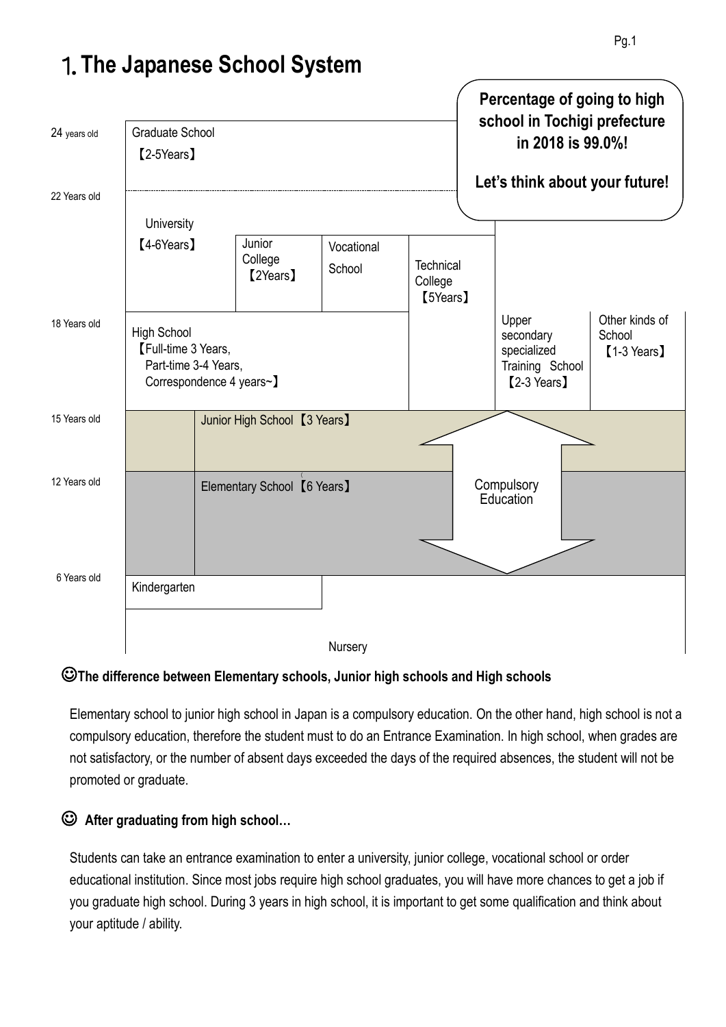# 1. The Japanese School System

**Percentage of going to high school in Tochigi prefecture in 2018 is 99.0%!**

**Let's think about your future!**

| Age | | | | | | |
|---|---|---|---|---|---|---|
| 24 years old | Graduate School 【2-5Years】 | | | | | |
| 22 Years old | University 【4-6Years】 | Junior College 【2Years】 | Vocational School | Technical College 【5Years】 | | |
| 18 Years old | High School 【Full-time 3 Years, Part-time 3-4 Years, Correspondence 4 years~】 | | | | Upper secondary specialized Training School 【2-3 Years】 | Other kinds of School 【1-3 Years】 |
| 15 Years old | Junior High School 【3 Years】 | | | | | |
| 12 Years old | Elementary School 【6 Years】 | | | | | |
| 6 Years old | Kindergarten | | | | | |
| | Nursery | | | | | |

Compulsory Education

### ☺The difference between Elementary schools, Junior high schools and High schools

Elementary school to junior high school in Japan is a compulsory education. On the other hand, high school is not a compulsory education, therefore the student must to do an Entrance Examination. In high school, when grades are not satisfactory, or the number of absent days exceeded the days of the required absences, the student will not be promoted or graduate.

### ☺ After graduating from high school…

Students can take an entrance examination to enter a university, junior college, vocational school or order educational institution. Since most jobs require high school graduates, you will have more chances to get a job if you graduate high school. During 3 years in high school, it is important to get some qualification and think about your aptitude / ability.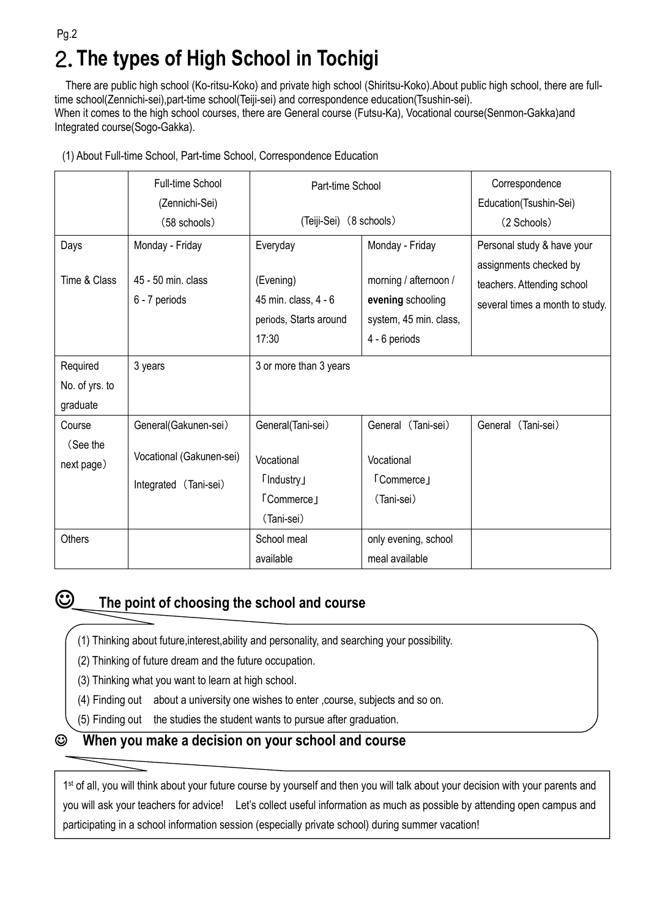# 2. The types of High School in Tochigi

There are public high school (Ko-ritsu-Koko) and private high school (Shiritsu-Koko).About public high school, there are full-time school(Zennichi-sei),part-time school(Teiji-sei) and correspondence education(Tsushin-sei).
When it comes to the high school courses, there are General course (Futsu-Ka), Vocational course(Senmon-Gakka)and Integrated course(Sogo-Gakka).

(1) About Full-time School, Part-time School, Correspondence Education

| | Full-time School (Zennichi-Sei) （58 schools） | Part-time School (Teiji-Sei) （8 schools） | | Correspondence Education(Tsushin-Sei) （2 Schools） |
|---|---|---|---|---|
| Days | Monday - Friday | Everyday | Monday - Friday | Personal study & have your assignments checked by teachers. Attending school several times a month to study. |
| Time & Class | 45 - 50 min. class 6 - 7 periods | (Evening) 45 min. class, 4 - 6 periods, Starts around 17:30 | morning / afternoon / **evening** schooling system, 45 min. class, 4 - 6 periods | |
| Required No. of yrs. to graduate | 3 years | 3 or more than 3 years | | |
| Course （See the next page） | General(Gakunen-sei) Vocational (Gakunen-sei) Integrated （Tani-sei） | General(Tani-sei) Vocational 「Industry」 「Commerce」 （Tani-sei） | General （Tani-sei） Vocational 「Commerce」 （Tani-sei） | General （Tani-sei） |
| Others | | School meal available | only evening, school meal available | |

## ☺ The point of choosing the school and course

(1) Thinking about future,interest,ability and personality, and searching your possibility.
(2) Thinking of future dream and the future occupation.
(3) Thinking what you want to learn at high school.
(4) Finding out about a university one wishes to enter ,course, subjects and so on.
(5) Finding out the studies the student wants to pursue after graduation.

## ☺ When you make a decision on your school and course

1st of all, you will think about your future course by yourself and then you will talk about your decision with your parents and you will ask your teachers for advice! Let's collect useful information as much as possible by attending open campus and participating in a school information session (especially private school) during summer vacation!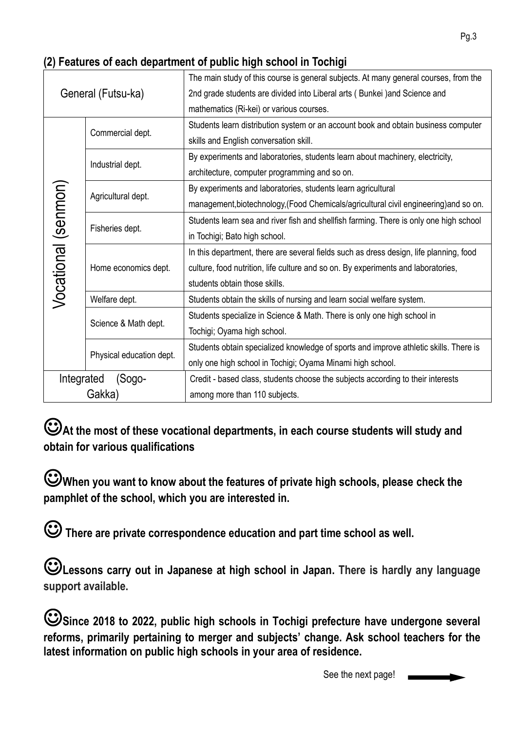## (2) Features of each department of public high school in Tochigi

| | | |
|---|---|---|
| General (Futsu-ka) | | The main study of this course is general subjects. At many general courses, from the 2nd grade students are divided into Liberal arts ( Bunkei )and Science and mathematics (Ri-kei) or various courses. |
| Vocational (senmon) | Commercial dept. | Students learn distribution system or an account book and obtain business computer skills and English conversation skill. |
| | Industrial dept. | By experiments and laboratories, students learn about machinery, electricity, architecture, computer programming and so on. |
| | Agricultural dept. | By experiments and laboratories, students learn agricultural management,biotechnology,(Food Chemicals/agricultural civil engineering)and so on. |
| | Fisheries dept. | Students learn sea and river fish and shellfish farming. There is only one high school in Tochigi; Bato high school. |
| | Home economics dept. | In this department, there are several fields such as dress design, life planning, food culture, food nutrition, life culture and so on. By experiments and laboratories, students obtain those skills. |
| | Welfare dept. | Students obtain the skills of nursing and learn social welfare system. |
| | Science & Math dept. | Students specialize in Science & Math. There is only one high school in Tochigi; Oyama high school. |
| | Physical education dept. | Students obtain specialized knowledge of sports and improve athletic skills. There is only one high school in Tochigi; Oyama Minami high school. |
| Integrated (Sogo-Gakka) | | Credit - based class, students choose the subjects according to their interests among more than 110 subjects. |

☺**At the most of these vocational departments, in each course students will study and obtain for various qualifications**

☺**When you want to know about the features of private high schools, please check the pamphlet of the school, which you are interested in.**

☺ **There are private correspondence education and part time school as well.**

☺**Lessons carry out in Japanese at high school in Japan. There is hardly any language support available.**

☺**Since 2018 to 2022, public high schools in Tochigi prefecture have undergone several reforms, primarily pertaining to merger and subjects' change. Ask school teachers for the latest information on public high schools in your area of residence.**

See the next page! →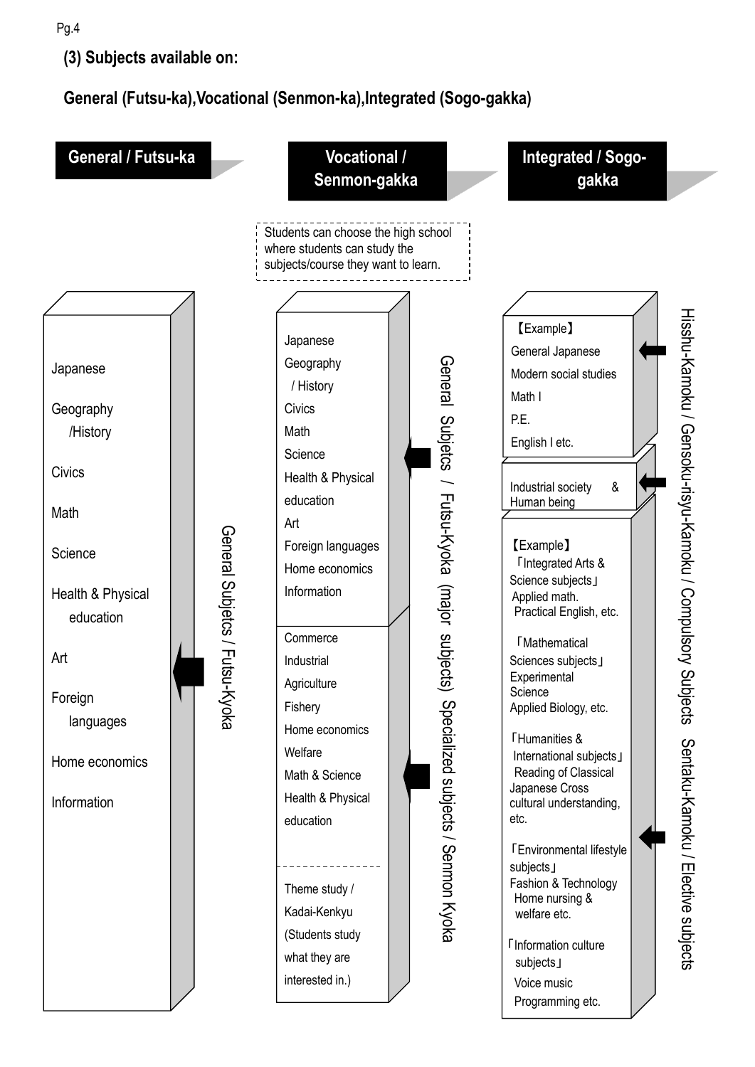### (3) Subjects available on:

### General (Futsu-ka), Vocational (Senmon-ka), Integrated (Sogo-gakka)

#### General / Futsu-ka

**General Subjects / Futsu-Kyoka**

- Japanese
- Geography /History
- Civics
- Math
- Science
- Health & Physical education
- Art
- Foreign languages
- Home economics
- Information

#### Vocational / Senmon-gakka

Students can choose the high school where students can study the subjects/course they want to learn.

**General Subjects / Futsu-Kyoka (major subjects)**

- Japanese
- Geography / History
- Civics
- Math
- Science
- Health & Physical education
- Art
- Foreign languages
- Home economics
- Information

**Specialized subjects / Senmon Kyoka**

- Commerce
- Industrial
- Agriculture
- Fishery
- Home economics
- Welfare
- Math & Science
- Health & Physical education

- Theme study / Kadai-Kenkyu (Students study what they are interested in.)

#### Integrated / Sogo-gakka

**Hissu-Kamoku / Gensoku-risyu-Kamoku / Compulsory Subjects**

【Example】
- General Japanese
- Modern social studies
- Math I
- P.E.
- English I etc.

- Industrial society & Human being

**Sentaku-Kamoku / Elective subjects**

【Example】
- 「Integrated Arts & Science subjects」 Applied math. Practical English, etc.
- 「Mathematical Sciences subjects」 Experimental Science Applied Biology, etc.
- 「Humanities & International subjects」 Reading of Classical Japanese Cross cultural understanding, etc.
- 「Environmental lifestyle subjects」 Fashion & Technology Home nursing & welfare etc.
- 「Information culture subjects」 Voice music Programming etc.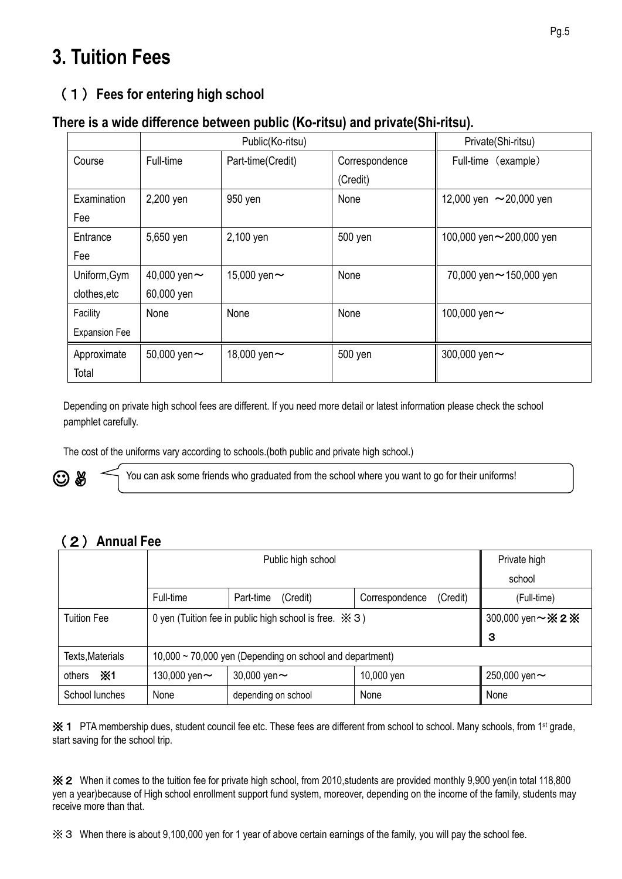# 3. Tuition Fees

## （１） Fees for entering high school

### There is a wide difference between public (Ko-ritsu) and private(Shi-ritsu).

| | Public(Ko-ritsu) | | | Private(Shi-ritsu) |
|---|---|---|---|---|
| Course | Full-time | Part-time(Credit) | Correspondence (Credit) | Full-time （example） |
| Examination Fee | 2,200 yen | 950 yen | None | 12,000 yen ～20,000 yen |
| Entrance Fee | 5,650 yen | 2,100 yen | 500 yen | 100,000 yen～200,000 yen |
| Uniform,Gym clothes,etc | 40,000 yen～ 60,000 yen | 15,000 yen～ | None | 70,000 yen～150,000 yen |
| Facility Expansion Fee | None | None | None | 100,000 yen～ |
| Approximate Total | 50,000 yen～ | 18,000 yen～ | 500 yen | 300,000 yen～ |

Depending on private high school fees are different. If you need more detail or latest information please check the school pamphlet carefully.

The cost of the uniforms vary according to schools.(both public and private high school.)

☺ You can ask some friends who graduated from the school where you want to go for their uniforms!

## （２） Annual Fee

| | Public high school | | | Private high school |
|---|---|---|---|---|
| | Full-time | Part-time (Credit) | Correspondence (Credit) | (Full-time) |
| Tuition Fee | 0 yen (Tuition fee in public high school is free. ※３) | | | 300,000 yen～※２※３ |
| Texts,Materials | 10,000 ~ 70,000 yen (Depending on school and department) | | | |
| others ※1 | 130,000 yen～ | 30,000 yen～ | 10,000 yen | 250,000 yen～ |
| School lunches | None | depending on school | None | None |

※１ PTA membership dues, student council fee etc. These fees are different from school to school. Many schools, from 1st grade, start saving for the school trip.

※２ When it comes to the tuition fee for private high school, from 2010,students are provided monthly 9,900 yen(in total 118,800 yen a year)because of High school enrollment support fund system, moreover, depending on the income of the family, students may receive more than that.

※３ When there is about 9,100,000 yen for 1 year of above certain earnings of the family, you will pay the school fee.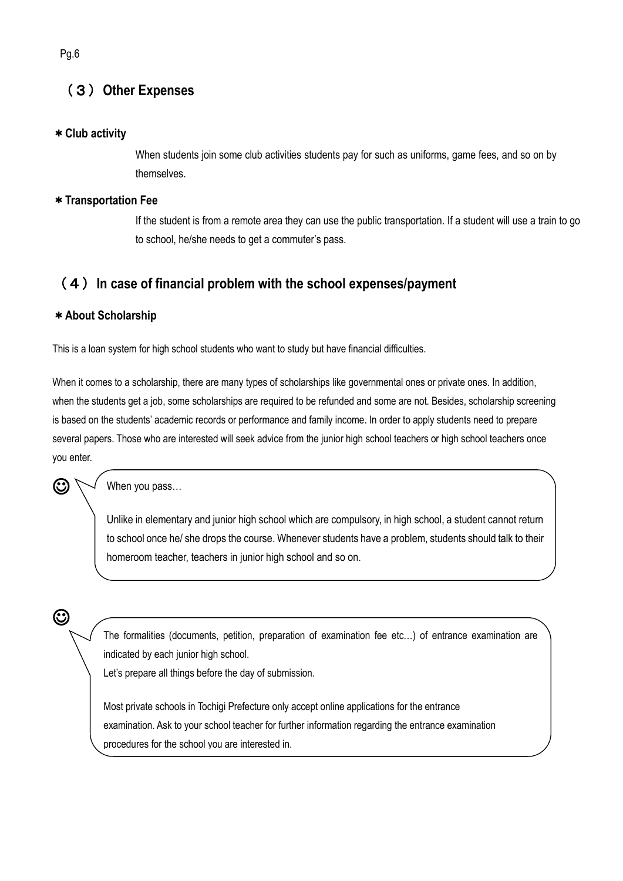## （３） Other Expenses

**＊Club activity**

When students join some club activities students pay for such as uniforms, game fees, and so on by themselves.

**＊Transportation Fee**

If the student is from a remote area they can use the public transportation. If a student will use a train to go to school, he/she needs to get a commuter's pass.

## （４） In case of financial problem with the school expenses/payment

**＊About Scholarship**

This is a loan system for high school students who want to study but have financial difficulties.

When it comes to a scholarship, there are many types of scholarships like governmental ones or private ones. In addition, when the students get a job, some scholarships are required to be refunded and some are not. Besides, scholarship screening is based on the students' academic records or performance and family income. In order to apply students need to prepare several papers. Those who are interested will seek advice from the junior high school teachers or high school teachers once you enter.

☺ When you pass…

Unlike in elementary and junior high school which are compulsory, in high school, a student cannot return to school once he/ she drops the course. Whenever students have a problem, students should talk to their homeroom teacher, teachers in junior high school and so on.

☺ The formalities (documents, petition, preparation of examination fee etc…) of entrance examination are indicated by each junior high school.
Let's prepare all things before the day of submission.

Most private schools in Tochigi Prefecture only accept online applications for the entrance examination. Ask to your school teacher for further information regarding the entrance examination procedures for the school you are interested in.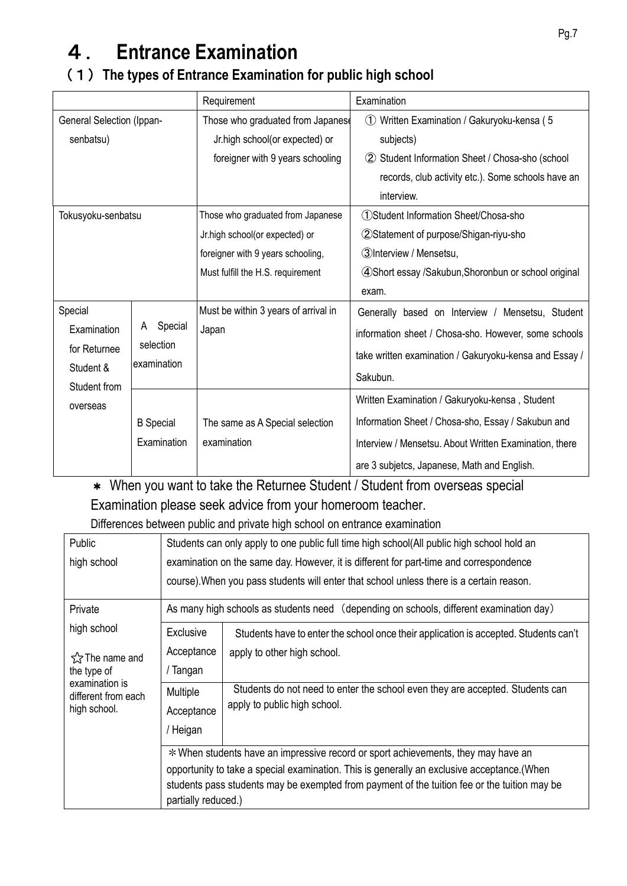# ４． Entrance Examination

## （１） The types of Entrance Examination for public high school

| | | Requirement | Examination |
|---|---|---|---|
| General Selection (Ippan-senbatsu) | | Those who graduated from Japanese Jr.high school(or expected) or foreigner with 9 years schooling | ① Written Examination / Gakuryoku-kensa ( 5 subjects)<br>② Student Information Sheet / Chosa-sho (school records, club activity etc.). Some schools have an interview. |
| Tokusyoku-senbatsu | | Those who graduated from Japanese Jr.high school(or expected) or foreigner with 9 years schooling, Must fulfill the H.S. requirement | ①Student Information Sheet/Chosa-sho<br>②Statement of purpose/Shigan-riyu-sho<br>③Interview / Mensetsu,<br>④Short essay /Sakubun,Shoronbun or school original exam. |
| Special Examination for Returnee Student & Student from overseas | A Special selection examination | Must be within 3 years of arrival in Japan | Generally based on Interview / Mensetsu, Student information sheet / Chosa-sho. However, some schools take written examination / Gakuryoku-kensa and Essay / Sakubun. |
| | B Special Examination | The same as A Special selection examination | Written Examination / Gakuryoku-kensa , Student Information Sheet / Chosa-sho, Essay / Sakubun and Interview / Mensetsu. About Written Examination, there are 3 subjetcs, Japanese, Math and English. |

＊ When you want to take the Returnee Student / Student from overseas special Examination please seek advice from your homeroom teacher.

Differences between public and private high school on entrance examination

| | | |
|---|---|---|
| Public high school | Students can only apply to one public full time high school(All public high school hold an examination on the same day. However, it is different for part-time and correspondence course).When you pass students will enter that school unless there is a certain reason. | |
| Private high school<br><br>☆The name and the type of examination is different from each high school. | As many high schools as students need （depending on schools, different examination day） | |
| | Exclusive Acceptance / Tangan | Students have to enter the school once their application is accepted. Students can't apply to other high school. |
| | Multiple Acceptance / Heigan | Students do not need to enter the school even they are accepted. Students can apply to public high school. |
| | ＊When students have an impressive record or sport achievements, they may have an opportunity to take a special examination. This is generally an exclusive acceptance.(When students pass students may be exempted from payment of the tuition fee or the tuition may be partially reduced.) | |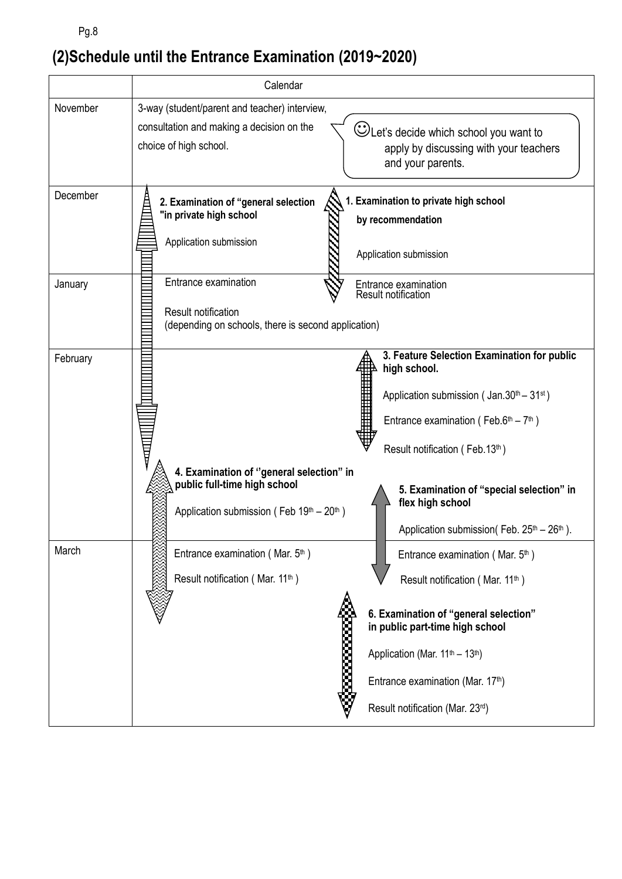## (2)Schedule until the Entrance Examination (2019~2020)

| | Calendar |
|---|---|
| November | 3-way (student/parent and teacher) interview, consultation and making a decision on the choice of high school. ☺Let's decide which school you want to apply by discussing with your teachers and your parents. |
| December | **2. Examination of "general selection "in private high school** Application submission **1. Examination to private high school by recommendation** Application submission |
| January | Entrance examination Result notification (depending on schools, there is second application) Entrance examination Result notification |
| February | **3. Feature Selection Examination for public high school.** Application submission ( Jan.30th – 31st ) Entrance examination ( Feb.6th – 7th ) Result notification ( Feb.13th ) **4. Examination of "general selection" in public full-time high school** Application submission ( Feb 19th – 20th ) **5. Examination of "special selection" in flex high school** Application submission( Feb. 25th – 26th ). |
| March | Entrance examination ( Mar. 5th ) Result notification ( Mar. 11th ) Entrance examination ( Mar. 5th ) Result notification ( Mar. 11th ) **6. Examination of "general selection" in public part-time high school** Application (Mar. 11th – 13th) Entrance examination (Mar. 17th) Result notification (Mar. 23rd) |